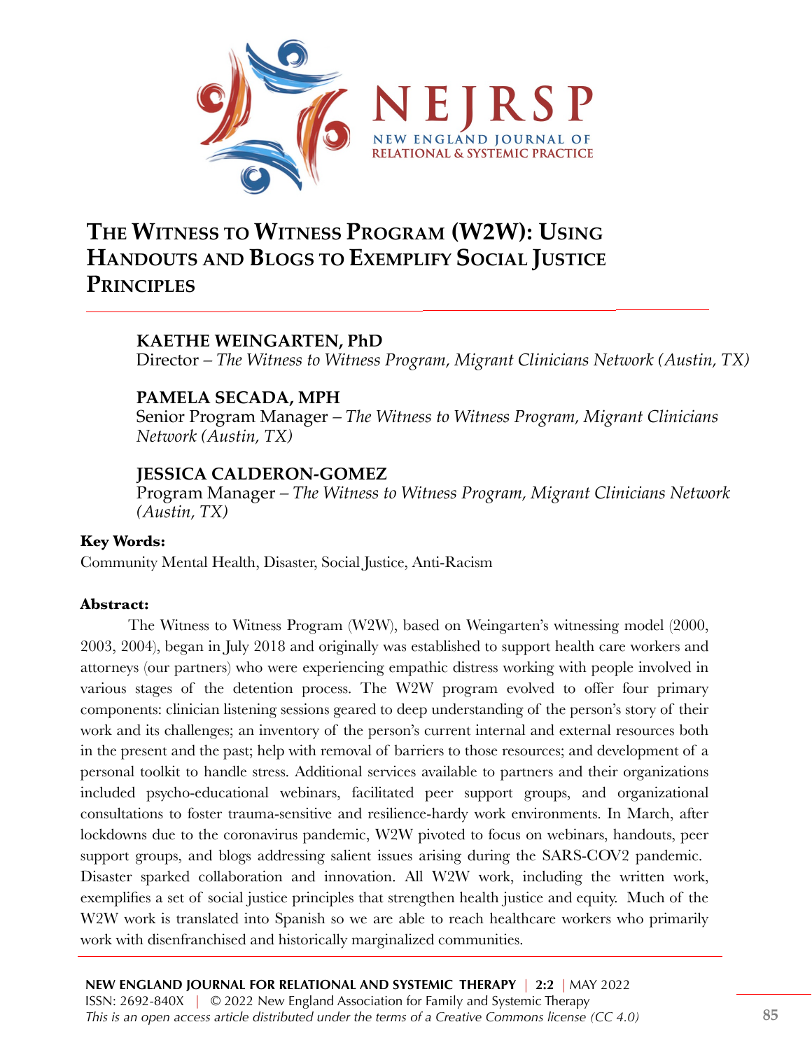# The Witness to Witness Program (W2W): Using Handouts and Blogs to Exemplify Social Justice Principles

**KAETHE WEINGARTEN, PhD**
Director – *The Witness to Witness Program, Migrant Clinicians Network (Austin, TX)*

**PAMELA SECADA, MPH**
Senior Program Manager – *The Witness to Witness Program, Migrant Clinicians Network (Austin, TX)*

**JESSICA CALDERON-GOMEZ**
Program Manager – *The Witness to Witness Program, Migrant Clinicians Network (Austin, TX)*

**Key Words:**
Community Mental Health, Disaster, Social Justice, Anti-Racism

**Abstract:**

The Witness to Witness Program (W2W), based on Weingarten's witnessing model (2000, 2003, 2004), began in July 2018 and originally was established to support health care workers and attorneys (our partners) who were experiencing empathic distress working with people involved in various stages of the detention process. The W2W program evolved to offer four primary components: clinician listening sessions geared to deep understanding of the person's story of their work and its challenges; an inventory of the person's current internal and external resources both in the present and the past; help with removal of barriers to those resources; and development of a personal toolkit to handle stress. Additional services available to partners and their organizations included psycho-educational webinars, facilitated peer support groups, and organizational consultations to foster trauma-sensitive and resilience-hardy work environments. In March, after lockdowns due to the coronavirus pandemic, W2W pivoted to focus on webinars, handouts, peer support groups, and blogs addressing salient issues arising during the SARS-COV2 pandemic. Disaster sparked collaboration and innovation. All W2W work, including the written work, exemplifies a set of social justice principles that strengthen health justice and equity. Much of the W2W work is translated into Spanish so we are able to reach healthcare workers who primarily work with disenfranchised and historically marginalized communities.

NEW ENGLAND JOURNAL FOR RELATIONAL AND SYSTEMIC THERAPY | 2:2 | MAY 2022
ISSN: 2692-840X | © 2022 New England Association for Family and Systemic Therapy
*This is an open access article distributed under the terms of a Creative Commons license (CC 4.0)*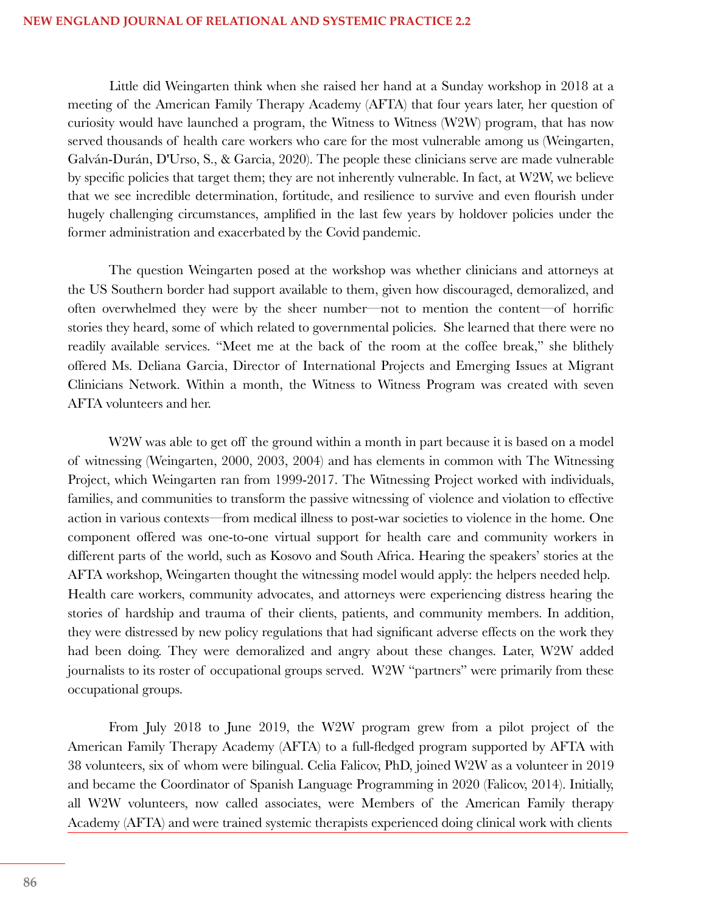Little did Weingarten think when she raised her hand at a Sunday workshop in 2018 at a meeting of the American Family Therapy Academy (AFTA) that four years later, her question of curiosity would have launched a program, the Witness to Witness (W2W) program, that has now served thousands of health care workers who care for the most vulnerable among us (Weingarten, Galván-Durán, D'Urso, S., & Garcia, 2020). The people these clinicians serve are made vulnerable by specific policies that target them; they are not inherently vulnerable. In fact, at W2W, we believe that we see incredible determination, fortitude, and resilience to survive and even flourish under hugely challenging circumstances, amplified in the last few years by holdover policies under the former administration and exacerbated by the Covid pandemic.

The question Weingarten posed at the workshop was whether clinicians and attorneys at the US Southern border had support available to them, given how discouraged, demoralized, and often overwhelmed they were by the sheer number—not to mention the content—of horrific stories they heard, some of which related to governmental policies. She learned that there were no readily available services. "Meet me at the back of the room at the coffee break," she blithely offered Ms. Deliana Garcia, Director of International Projects and Emerging Issues at Migrant Clinicians Network. Within a month, the Witness to Witness Program was created with seven AFTA volunteers and her.

W2W was able to get off the ground within a month in part because it is based on a model of witnessing (Weingarten, 2000, 2003, 2004) and has elements in common with The Witnessing Project, which Weingarten ran from 1999-2017. The Witnessing Project worked with individuals, families, and communities to transform the passive witnessing of violence and violation to effective action in various contexts—from medical illness to post-war societies to violence in the home. One component offered was one-to-one virtual support for health care and community workers in different parts of the world, such as Kosovo and South Africa. Hearing the speakers' stories at the AFTA workshop, Weingarten thought the witnessing model would apply: the helpers needed help. Health care workers, community advocates, and attorneys were experiencing distress hearing the stories of hardship and trauma of their clients, patients, and community members. In addition, they were distressed by new policy regulations that had significant adverse effects on the work they had been doing. They were demoralized and angry about these changes. Later, W2W added journalists to its roster of occupational groups served. W2W "partners" were primarily from these occupational groups.

From July 2018 to June 2019, the W2W program grew from a pilot project of the American Family Therapy Academy (AFTA) to a full-fledged program supported by AFTA with 38 volunteers, six of whom were bilingual. Celia Falicov, PhD, joined W2W as a volunteer in 2019 and became the Coordinator of Spanish Language Programming in 2020 (Falicov, 2014). Initially, all W2W volunteers, now called associates, were Members of the American Family therapy Academy (AFTA) and were trained systemic therapists experienced doing clinical work with clients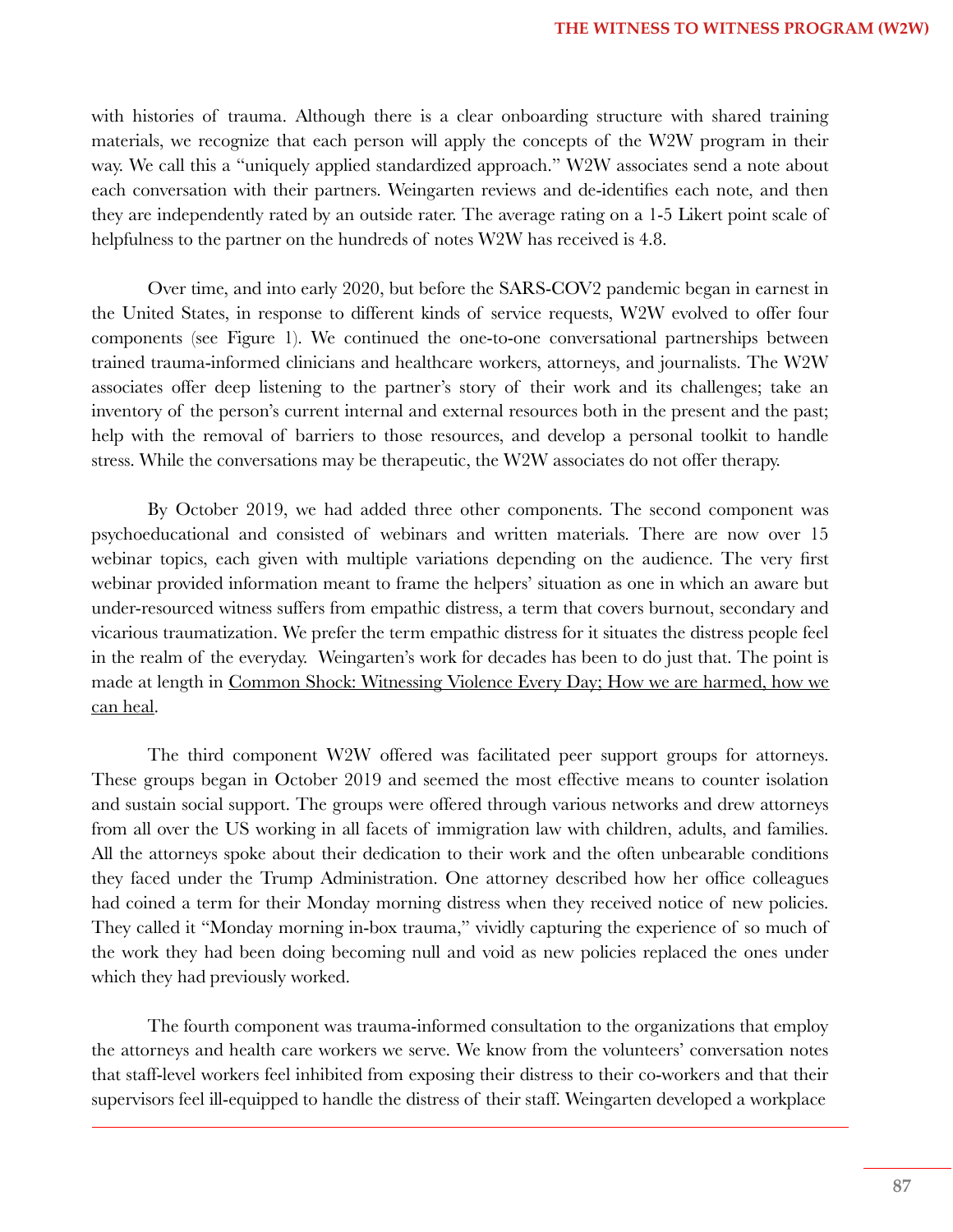with histories of trauma. Although there is a clear onboarding structure with shared training materials, we recognize that each person will apply the concepts of the W2W program in their way. We call this a "uniquely applied standardized approach." W2W associates send a note about each conversation with their partners. Weingarten reviews and de-identifies each note, and then they are independently rated by an outside rater. The average rating on a 1-5 Likert point scale of helpfulness to the partner on the hundreds of notes W2W has received is 4.8.

Over time, and into early 2020, but before the SARS-COV2 pandemic began in earnest in the United States, in response to different kinds of service requests, W2W evolved to offer four components (see Figure 1). We continued the one-to-one conversational partnerships between trained trauma-informed clinicians and healthcare workers, attorneys, and journalists. The W2W associates offer deep listening to the partner's story of their work and its challenges; take an inventory of the person's current internal and external resources both in the present and the past; help with the removal of barriers to those resources, and develop a personal toolkit to handle stress. While the conversations may be therapeutic, the W2W associates do not offer therapy.

By October 2019, we had added three other components. The second component was psychoeducational and consisted of webinars and written materials. There are now over 15 webinar topics, each given with multiple variations depending on the audience. The very first webinar provided information meant to frame the helpers' situation as one in which an aware but under-resourced witness suffers from empathic distress, a term that covers burnout, secondary and vicarious traumatization. We prefer the term empathic distress for it situates the distress people feel in the realm of the everyday. Weingarten's work for decades has been to do just that. The point is made at length in <u>Common Shock: Witnessing Violence Every Day; How we are harmed, how we can heal</u>.

The third component W2W offered was facilitated peer support groups for attorneys. These groups began in October 2019 and seemed the most effective means to counter isolation and sustain social support. The groups were offered through various networks and drew attorneys from all over the US working in all facets of immigration law with children, adults, and families. All the attorneys spoke about their dedication to their work and the often unbearable conditions they faced under the Trump Administration. One attorney described how her office colleagues had coined a term for their Monday morning distress when they received notice of new policies. They called it "Monday morning in-box trauma," vividly capturing the experience of so much of the work they had been doing becoming null and void as new policies replaced the ones under which they had previously worked.

The fourth component was trauma-informed consultation to the organizations that employ the attorneys and health care workers we serve. We know from the volunteers' conversation notes that staff-level workers feel inhibited from exposing their distress to their co-workers and that their supervisors feel ill-equipped to handle the distress of their staff. Weingarten developed a workplace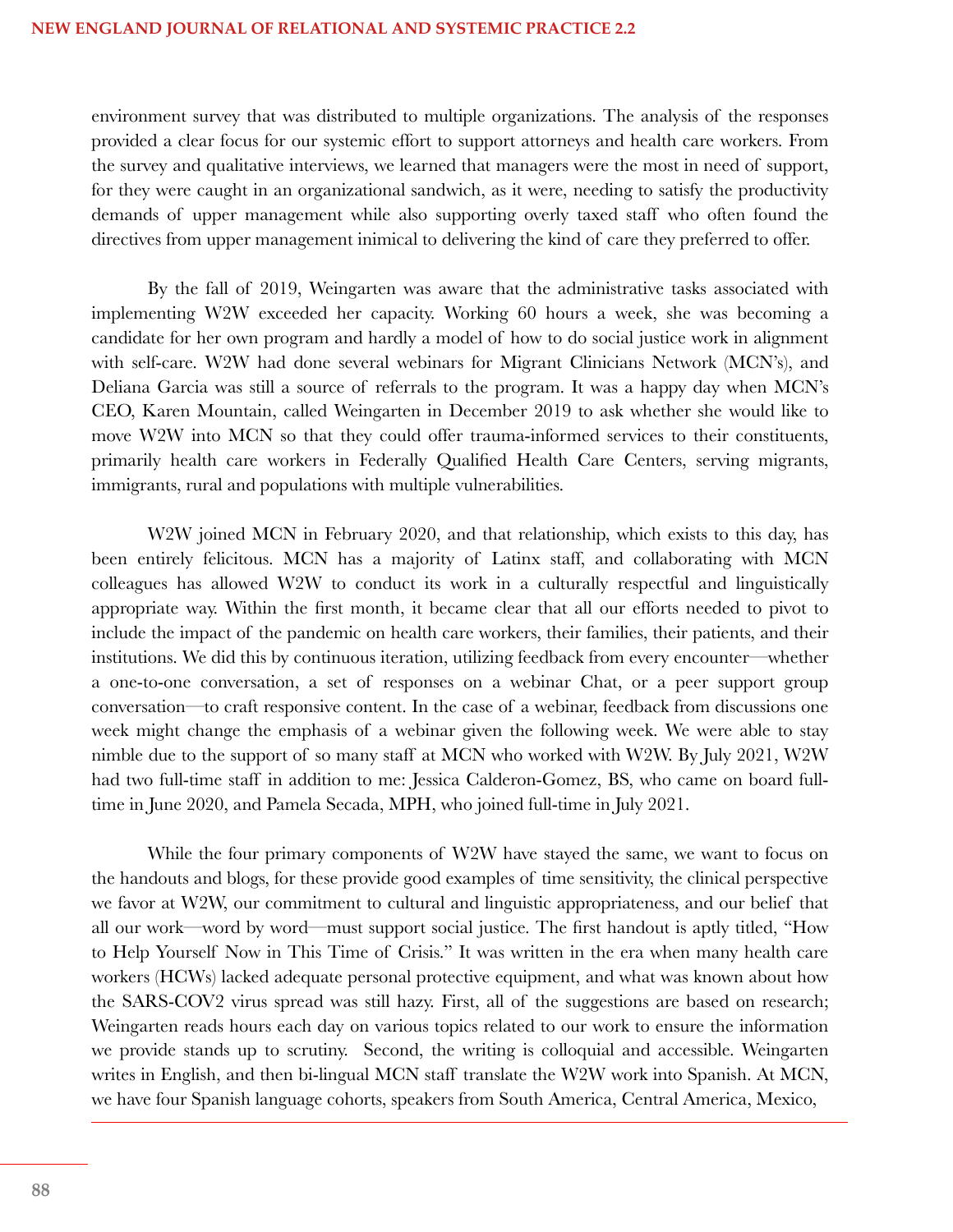environment survey that was distributed to multiple organizations. The analysis of the responses provided a clear focus for our systemic effort to support attorneys and health care workers. From the survey and qualitative interviews, we learned that managers were the most in need of support, for they were caught in an organizational sandwich, as it were, needing to satisfy the productivity demands of upper management while also supporting overly taxed staff who often found the directives from upper management inimical to delivering the kind of care they preferred to offer.

By the fall of 2019, Weingarten was aware that the administrative tasks associated with implementing W2W exceeded her capacity. Working 60 hours a week, she was becoming a candidate for her own program and hardly a model of how to do social justice work in alignment with self-care. W2W had done several webinars for Migrant Clinicians Network (MCN's), and Deliana Garcia was still a source of referrals to the program. It was a happy day when MCN's CEO, Karen Mountain, called Weingarten in December 2019 to ask whether she would like to move W2W into MCN so that they could offer trauma-informed services to their constituents, primarily health care workers in Federally Qualified Health Care Centers, serving migrants, immigrants, rural and populations with multiple vulnerabilities.

W2W joined MCN in February 2020, and that relationship, which exists to this day, has been entirely felicitous. MCN has a majority of Latinx staff, and collaborating with MCN colleagues has allowed W2W to conduct its work in a culturally respectful and linguistically appropriate way. Within the first month, it became clear that all our efforts needed to pivot to include the impact of the pandemic on health care workers, their families, their patients, and their institutions. We did this by continuous iteration, utilizing feedback from every encounter—whether a one-to-one conversation, a set of responses on a webinar Chat, or a peer support group conversation—to craft responsive content. In the case of a webinar, feedback from discussions one week might change the emphasis of a webinar given the following week. We were able to stay nimble due to the support of so many staff at MCN who worked with W2W. By July 2021, W2W had two full-time staff in addition to me: Jessica Calderon-Gomez, BS, who came on board full-time in June 2020, and Pamela Secada, MPH, who joined full-time in July 2021.

While the four primary components of W2W have stayed the same, we want to focus on the handouts and blogs, for these provide good examples of time sensitivity, the clinical perspective we favor at W2W, our commitment to cultural and linguistic appropriateness, and our belief that all our work—word by word—must support social justice. The first handout is aptly titled, "How to Help Yourself Now in This Time of Crisis." It was written in the era when many health care workers (HCWs) lacked adequate personal protective equipment, and what was known about how the SARS-COV2 virus spread was still hazy. First, all of the suggestions are based on research; Weingarten reads hours each day on various topics related to our work to ensure the information we provide stands up to scrutiny. Second, the writing is colloquial and accessible. Weingarten writes in English, and then bi-lingual MCN staff translate the W2W work into Spanish. At MCN, we have four Spanish language cohorts, speakers from South America, Central America, Mexico,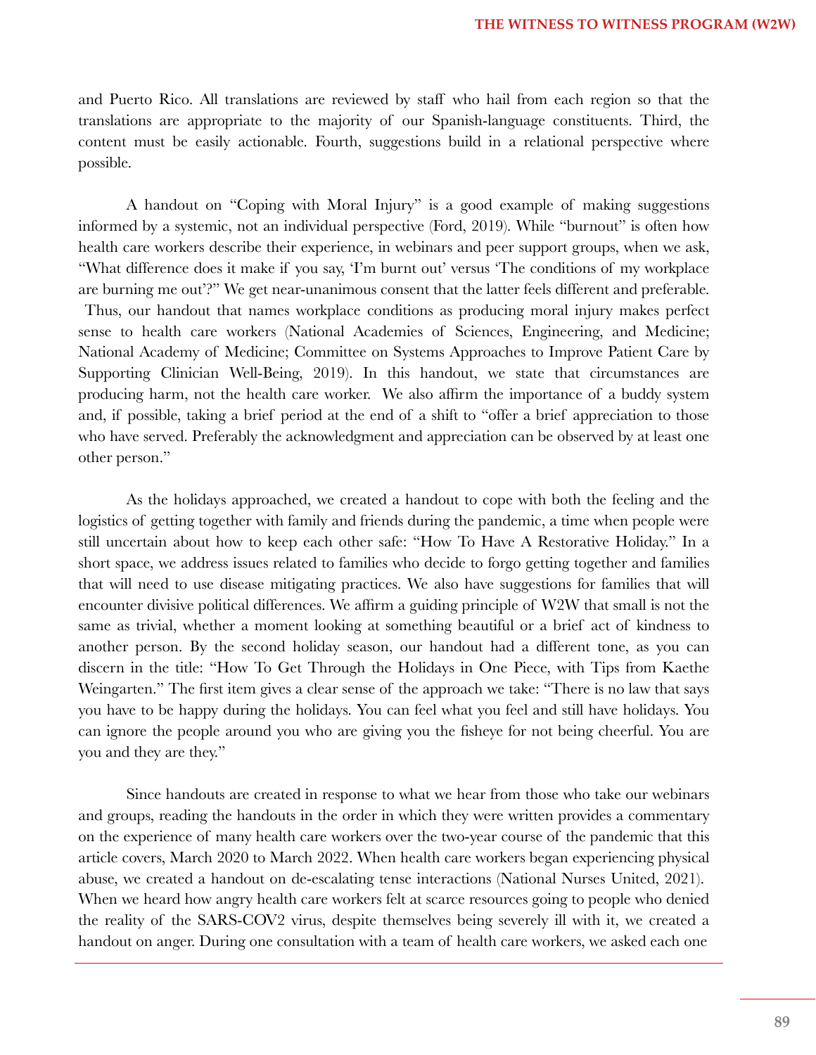and Puerto Rico. All translations are reviewed by staff who hail from each region so that the translations are appropriate to the majority of our Spanish-language constituents. Third, the content must be easily actionable. Fourth, suggestions build in a relational perspective where possible.

A handout on "Coping with Moral Injury" is a good example of making suggestions informed by a systemic, not an individual perspective (Ford, 2019). While "burnout" is often how health care workers describe their experience, in webinars and peer support groups, when we ask, "What difference does it make if you say, 'I'm burnt out' versus 'The conditions of my workplace are burning me out'?" We get near-unanimous consent that the latter feels different and preferable. Thus, our handout that names workplace conditions as producing moral injury makes perfect sense to health care workers (National Academies of Sciences, Engineering, and Medicine; National Academy of Medicine; Committee on Systems Approaches to Improve Patient Care by Supporting Clinician Well-Being, 2019). In this handout, we state that circumstances are producing harm, not the health care worker. We also affirm the importance of a buddy system and, if possible, taking a brief period at the end of a shift to "offer a brief appreciation to those who have served. Preferably the acknowledgment and appreciation can be observed by at least one other person."

As the holidays approached, we created a handout to cope with both the feeling and the logistics of getting together with family and friends during the pandemic, a time when people were still uncertain about how to keep each other safe: "How To Have A Restorative Holiday." In a short space, we address issues related to families who decide to forgo getting together and families that will need to use disease mitigating practices. We also have suggestions for families that will encounter divisive political differences. We affirm a guiding principle of W2W that small is not the same as trivial, whether a moment looking at something beautiful or a brief act of kindness to another person. By the second holiday season, our handout had a different tone, as you can discern in the title: "How To Get Through the Holidays in One Piece, with Tips from Kaethe Weingarten." The first item gives a clear sense of the approach we take: "There is no law that says you have to be happy during the holidays. You can feel what you feel and still have holidays. You can ignore the people around you who are giving you the fisheye for not being cheerful. You are you and they are they."

Since handouts are created in response to what we hear from those who take our webinars and groups, reading the handouts in the order in which they were written provides a commentary on the experience of many health care workers over the two-year course of the pandemic that this article covers, March 2020 to March 2022. When health care workers began experiencing physical abuse, we created a handout on de-escalating tense interactions (National Nurses United, 2021). When we heard how angry health care workers felt at scarce resources going to people who denied the reality of the SARS-COV2 virus, despite themselves being severely ill with it, we created a handout on anger. During one consultation with a team of health care workers, we asked each one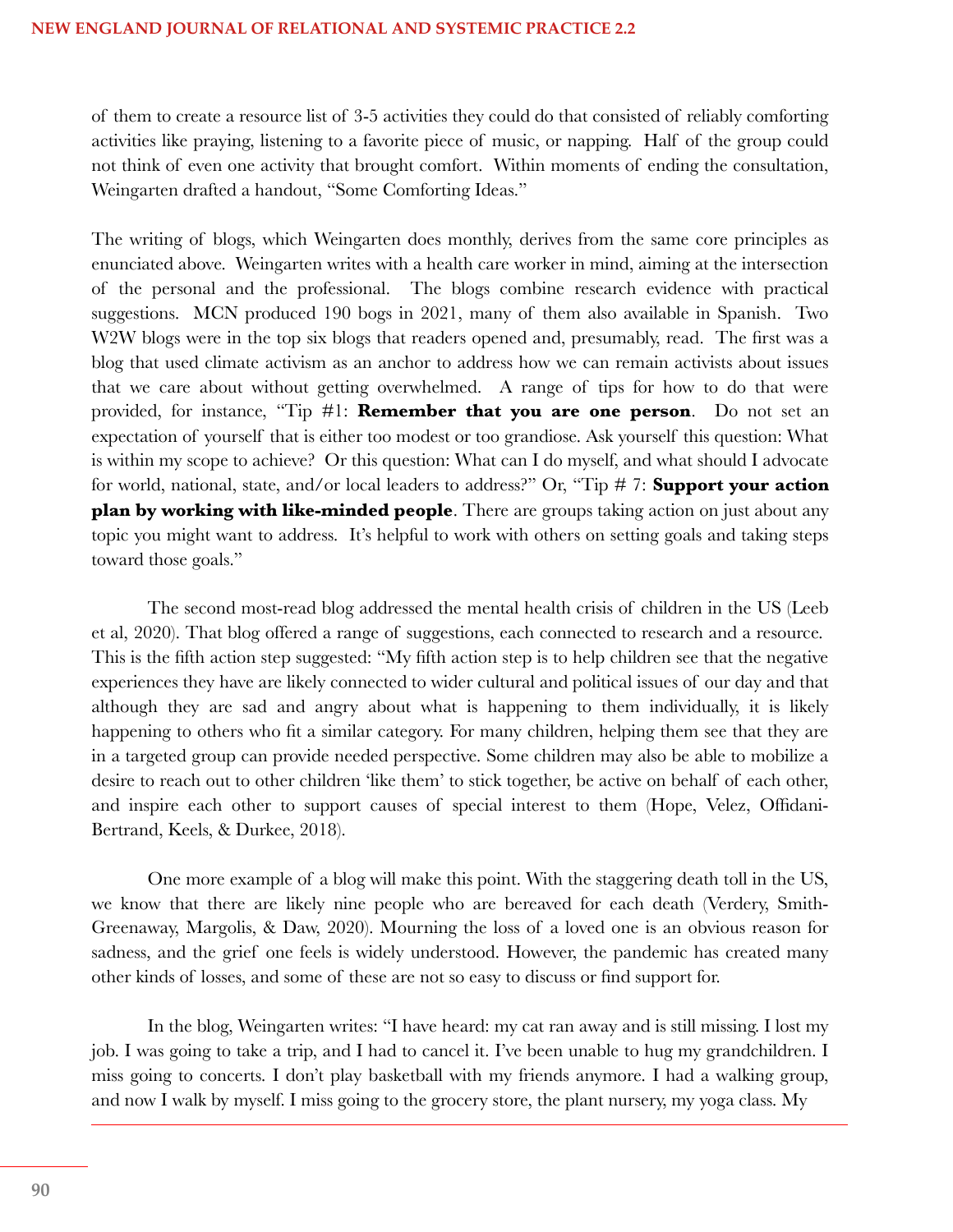of them to create a resource list of 3-5 activities they could do that consisted of reliably comforting activities like praying, listening to a favorite piece of music, or napping. Half of the group could not think of even one activity that brought comfort. Within moments of ending the consultation, Weingarten drafted a handout, "Some Comforting Ideas."

The writing of blogs, which Weingarten does monthly, derives from the same core principles as enunciated above. Weingarten writes with a health care worker in mind, aiming at the intersection of the personal and the professional. The blogs combine research evidence with practical suggestions. MCN produced 190 bogs in 2021, many of them also available in Spanish. Two W2W blogs were in the top six blogs that readers opened and, presumably, read. The first was a blog that used climate activism as an anchor to address how we can remain activists about issues that we care about without getting overwhelmed. A range of tips for how to do that were provided, for instance, "Tip #1: **Remember that you are one person**. Do not set an expectation of yourself that is either too modest or too grandiose. Ask yourself this question: What is within my scope to achieve? Or this question: What can I do myself, and what should I advocate for world, national, state, and/or local leaders to address?" Or, "Tip # 7: **Support your action plan by working with like-minded people**. There are groups taking action on just about any topic you might want to address. It's helpful to work with others on setting goals and taking steps toward those goals."

The second most-read blog addressed the mental health crisis of children in the US (Leeb et al, 2020). That blog offered a range of suggestions, each connected to research and a resource. This is the fifth action step suggested: "My fifth action step is to help children see that the negative experiences they have are likely connected to wider cultural and political issues of our day and that although they are sad and angry about what is happening to them individually, it is likely happening to others who fit a similar category. For many children, helping them see that they are in a targeted group can provide needed perspective. Some children may also be able to mobilize a desire to reach out to other children 'like them' to stick together, be active on behalf of each other, and inspire each other to support causes of special interest to them (Hope, Velez, Offidani-Bertrand, Keels, & Durkee, 2018).

One more example of a blog will make this point. With the staggering death toll in the US, we know that there are likely nine people who are bereaved for each death (Verdery, Smith-Greenaway, Margolis, & Daw, 2020). Mourning the loss of a loved one is an obvious reason for sadness, and the grief one feels is widely understood. However, the pandemic has created many other kinds of losses, and some of these are not so easy to discuss or find support for.

In the blog, Weingarten writes: "I have heard: my cat ran away and is still missing. I lost my job. I was going to take a trip, and I had to cancel it. I've been unable to hug my grandchildren. I miss going to concerts. I don't play basketball with my friends anymore. I had a walking group, and now I walk by myself. I miss going to the grocery store, the plant nursery, my yoga class. My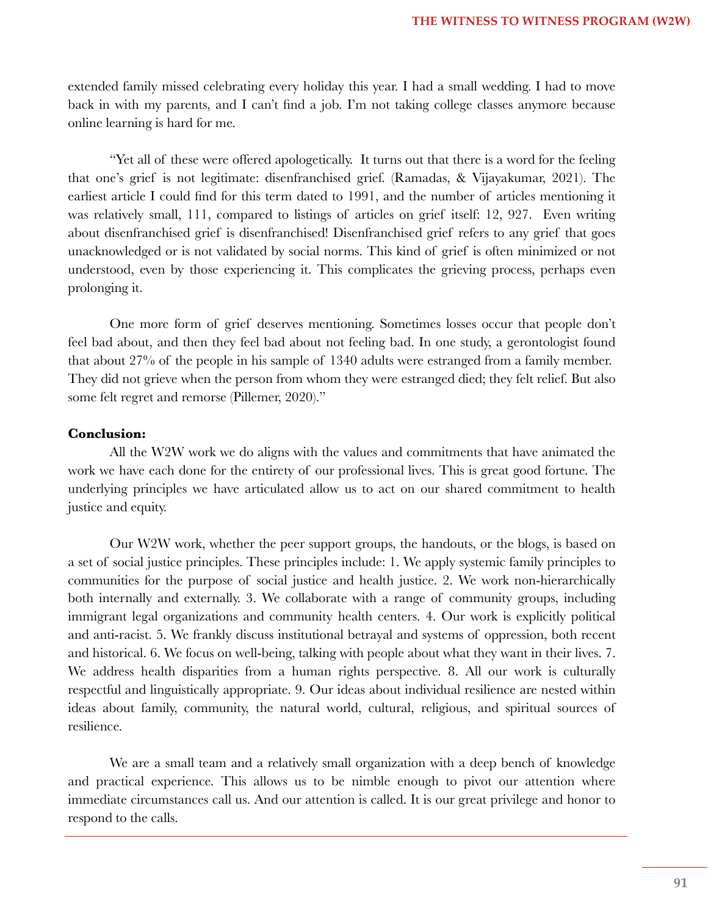extended family missed celebrating every holiday this year. I had a small wedding. I had to move back in with my parents, and I can't find a job. I'm not taking college classes anymore because online learning is hard for me.

"Yet all of these were offered apologetically. It turns out that there is a word for the feeling that one's grief is not legitimate: disenfranchised grief. (Ramadas, & Vijayakumar, 2021). The earliest article I could find for this term dated to 1991, and the number of articles mentioning it was relatively small, 111, compared to listings of articles on grief itself: 12, 927. Even writing about disenfranchised grief is disenfranchised! Disenfranchised grief refers to any grief that goes unacknowledged or is not validated by social norms. This kind of grief is often minimized or not understood, even by those experiencing it. This complicates the grieving process, perhaps even prolonging it.

One more form of grief deserves mentioning. Sometimes losses occur that people don't feel bad about, and then they feel bad about not feeling bad. In one study, a gerontologist found that about 27% of the people in his sample of 1340 adults were estranged from a family member. They did not grieve when the person from whom they were estranged died; they felt relief. But also some felt regret and remorse (Pillemer, 2020)."

**Conclusion:**

All the W2W work we do aligns with the values and commitments that have animated the work we have each done for the entirety of our professional lives. This is great good fortune. The underlying principles we have articulated allow us to act on our shared commitment to health justice and equity.

Our W2W work, whether the peer support groups, the handouts, or the blogs, is based on a set of social justice principles. These principles include: 1. We apply systemic family principles to communities for the purpose of social justice and health justice. 2. We work non-hierarchically both internally and externally. 3. We collaborate with a range of community groups, including immigrant legal organizations and community health centers. 4. Our work is explicitly political and anti-racist. 5. We frankly discuss institutional betrayal and systems of oppression, both recent and historical. 6. We focus on well-being, talking with people about what they want in their lives. 7. We address health disparities from a human rights perspective. 8. All our work is culturally respectful and linguistically appropriate. 9. Our ideas about individual resilience are nested within ideas about family, community, the natural world, cultural, religious, and spiritual sources of resilience.

We are a small team and a relatively small organization with a deep bench of knowledge and practical experience. This allows us to be nimble enough to pivot our attention where immediate circumstances call us. And our attention is called. It is our great privilege and honor to respond to the calls.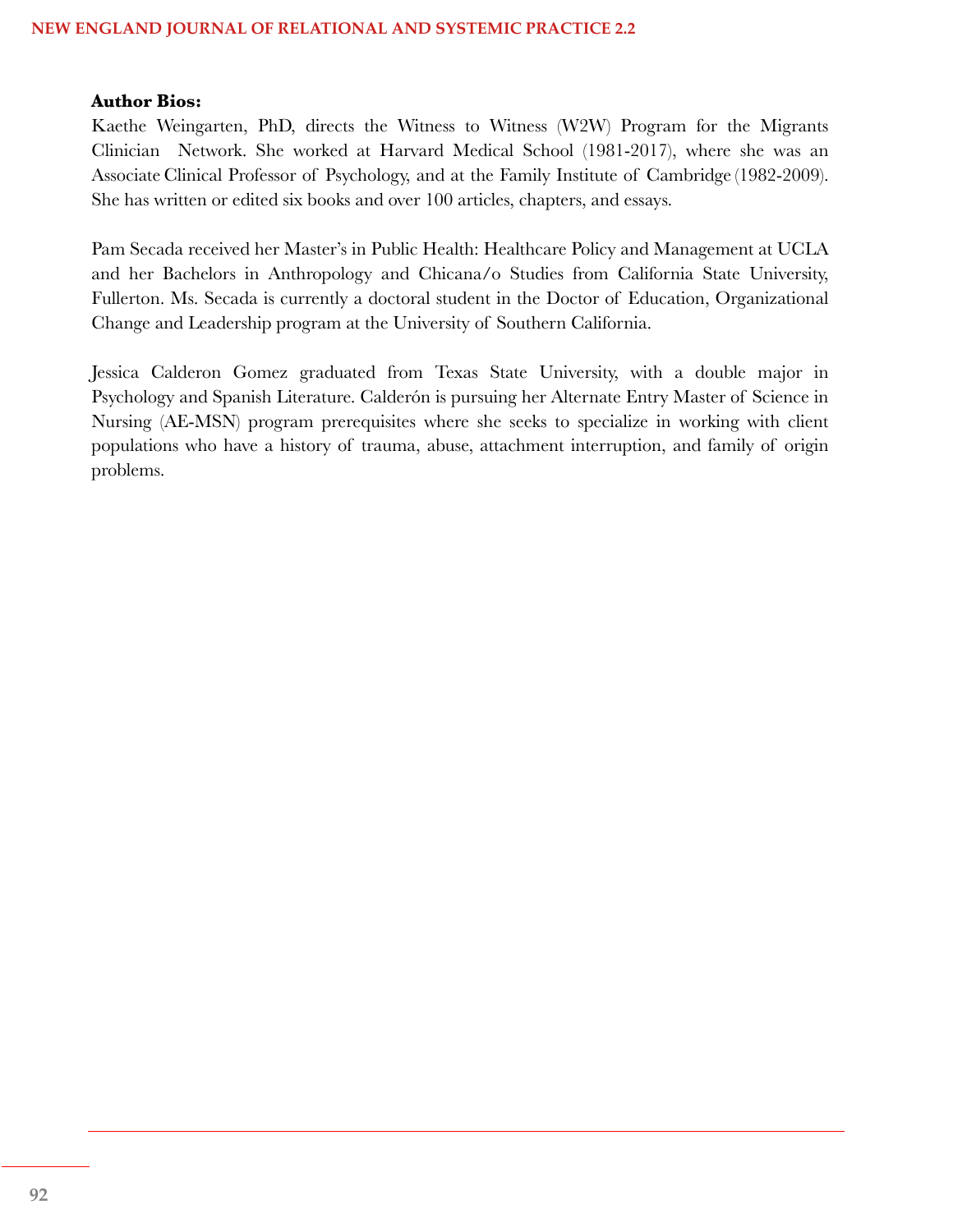**Author Bios:**

Kaethe Weingarten, PhD, directs the Witness to Witness (W2W) Program for the Migrants Clinician Network. She worked at Harvard Medical School (1981-2017), where she was an Associate Clinical Professor of Psychology, and at the Family Institute of Cambridge (1982-2009). She has written or edited six books and over 100 articles, chapters, and essays.

Pam Secada received her Master's in Public Health: Healthcare Policy and Management at UCLA and her Bachelors in Anthropology and Chicana/o Studies from California State University, Fullerton. Ms. Secada is currently a doctoral student in the Doctor of Education, Organizational Change and Leadership program at the University of Southern California.

Jessica Calderon Gomez graduated from Texas State University, with a double major in Psychology and Spanish Literature. Calderón is pursuing her Alternate Entry Master of Science in Nursing (AE-MSN) program prerequisites where she seeks to specialize in working with client populations who have a history of trauma, abuse, attachment interruption, and family of origin problems.